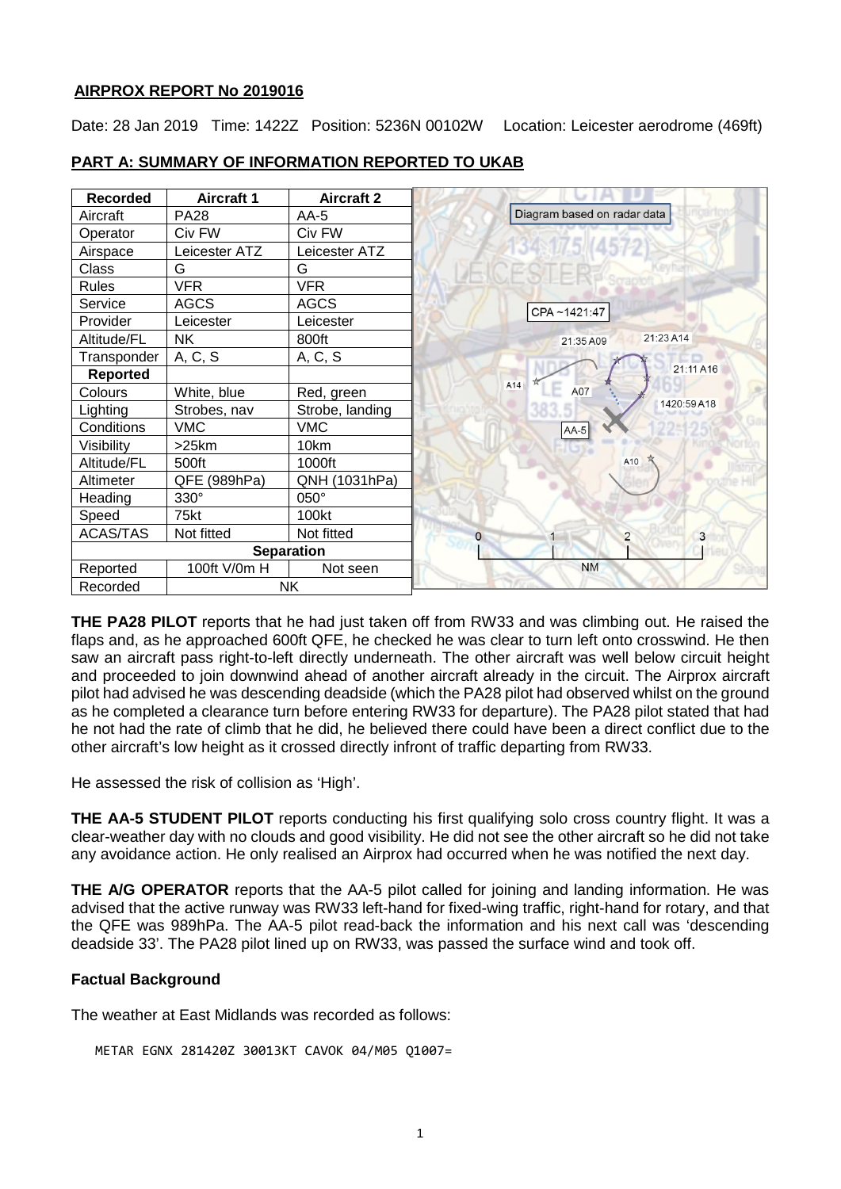## AIRPROX REPORT No 2019016

Date: 28 Jan 2019 Time: 1422Z Position: 5236N 00102W Location: Leicester aerodrome (469ft)

## PART A: SUMMARY OF INFORMATION REPORTED TO UKAB

| Recorded | Aircraft 1 | Aircraft 2 |
|---|---|---|
| Aircraft | PA28 | AA-5 |
| Operator | Civ FW | Civ FW |
| Airspace | Leicester ATZ | Leicester ATZ |
| Class | G | G |
| Rules | VFR | VFR |
| Service | AGCS | AGCS |
| Provider | Leicester | Leicester |
| Altitude/FL | NK | 800ft |
| Transponder | A, C, S | A, C, S |
| **Reported** | | |
| Colours | White, blue | Red, green |
| Lighting | Strobes, nav | Strobe, landing |
| Conditions | VMC | VMC |
| Visibility | >25km | 10km |
| Altitude/FL | 500ft | 1000ft |
| Altimeter | QFE (989hPa) | QNH (1031hPa) |
| Heading | 330° | 050° |
| Speed | 75kt | 100kt |
| ACAS/TAS | Not fitted | Not fitted |
| **Separation** | | |
| Reported | 100ft V/0m H | Not seen |
| Recorded | NK | |

Diagram based on radar data

CPA ~1421:47

**THE PA28 PILOT** reports that he had just taken off from RW33 and was climbing out. He raised the flaps and, as he approached 600ft QFE, he checked he was clear to turn left onto crosswind. He then saw an aircraft pass right-to-left directly underneath. The other aircraft was well below circuit height and proceeded to join downwind ahead of another aircraft already in the circuit. The Airprox aircraft pilot had advised he was descending deadside (which the PA28 pilot had observed whilst on the ground as he completed a clearance turn before entering RW33 for departure). The PA28 pilot stated that had he not had the rate of climb that he did, he believed there could have been a direct conflict due to the other aircraft's low height as it crossed directly infront of traffic departing from RW33.

He assessed the risk of collision as 'High'.

**THE AA-5 STUDENT PILOT** reports conducting his first qualifying solo cross country flight. It was a clear-weather day with no clouds and good visibility. He did not see the other aircraft so he did not take any avoidance action. He only realised an Airprox had occurred when he was notified the next day.

**THE A/G OPERATOR** reports that the AA-5 pilot called for joining and landing information. He was advised that the active runway was RW33 left-hand for fixed-wing traffic, right-hand for rotary, and that the QFE was 989hPa. The AA-5 pilot read-back the information and his next call was 'descending deadside 33'. The PA28 pilot lined up on RW33, was passed the surface wind and took off.

### Factual Background

The weather at East Midlands was recorded as follows:

```
METAR EGNX 281420Z 30013KT CAVOK 04/M05 Q1007=
```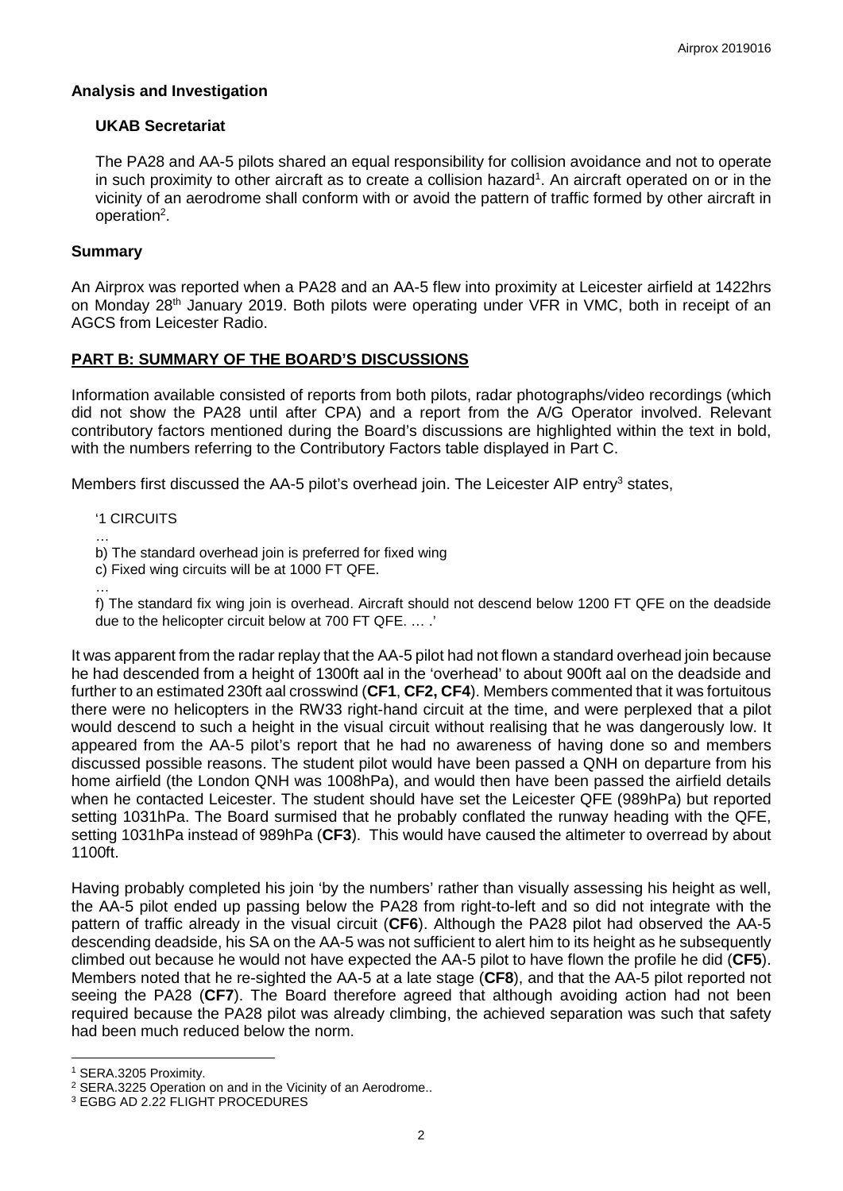## Analysis and Investigation

### UKAB Secretariat

The PA28 and AA-5 pilots shared an equal responsibility for collision avoidance and not to operate in such proximity to other aircraft as to create a collision hazard[1]. An aircraft operated on or in the vicinity of an aerodrome shall conform with or avoid the pattern of traffic formed by other aircraft in operation[2].

## Summary

An Airprox was reported when a PA28 and an AA-5 flew into proximity at Leicester airfield at 1422hrs on Monday 28th January 2019. Both pilots were operating under VFR in VMC, both in receipt of an AGCS from Leicester Radio.

## PART B: SUMMARY OF THE BOARD'S DISCUSSIONS

Information available consisted of reports from both pilots, radar photographs/video recordings (which did not show the PA28 until after CPA) and a report from the A/G Operator involved. Relevant contributory factors mentioned during the Board's discussions are highlighted within the text in bold, with the numbers referring to the Contributory Factors table displayed in Part C.

Members first discussed the AA-5 pilot's overhead join. The Leicester AIP entry[3] states,

> '1 CIRCUITS
>
> …
>
> b) The standard overhead join is preferred for fixed wing
>
> c) Fixed wing circuits will be at 1000 FT QFE.
>
> …
>
> f) The standard fix wing join is overhead. Aircraft should not descend below 1200 FT QFE on the deadside due to the helicopter circuit below at 700 FT QFE. … .'

It was apparent from the radar replay that the AA-5 pilot had not flown a standard overhead join because he had descended from a height of 1300ft aal in the 'overhead' to about 900ft aal on the deadside and further to an estimated 230ft aal crosswind (**CF1**, **CF2, CF4**). Members commented that it was fortuitous there were no helicopters in the RW33 right-hand circuit at the time, and were perplexed that a pilot would descend to such a height in the visual circuit without realising that he was dangerously low. It appeared from the AA-5 pilot's report that he had no awareness of having done so and members discussed possible reasons. The student pilot would have been passed a QNH on departure from his home airfield (the London QNH was 1008hPa), and would then have been passed the airfield details when he contacted Leicester. The student should have set the Leicester QFE (989hPa) but reported setting 1031hPa. The Board surmised that he probably conflated the runway heading with the QFE, setting 1031hPa instead of 989hPa (**CF3**). This would have caused the altimeter to overread by about 1100ft.

Having probably completed his join 'by the numbers' rather than visually assessing his height as well, the AA-5 pilot ended up passing below the PA28 from right-to-left and so did not integrate with the pattern of traffic already in the visual circuit (**CF6**). Although the PA28 pilot had observed the AA-5 descending deadside, his SA on the AA-5 was not sufficient to alert him to its height as he subsequently climbed out because he would not have expected the AA-5 pilot to have flown the profile he did (**CF5**). Members noted that he re-sighted the AA-5 at a late stage (**CF8**), and that the AA-5 pilot reported not seeing the PA28 (**CF7**). The Board therefore agreed that although avoiding action had not been required because the PA28 pilot was already climbing, the achieved separation was such that safety had been much reduced below the norm.

---

[1] SERA.3205 Proximity.

[2] SERA.3225 Operation on and in the Vicinity of an Aerodrome..

[3] EGBG AD 2.22 FLIGHT PROCEDURES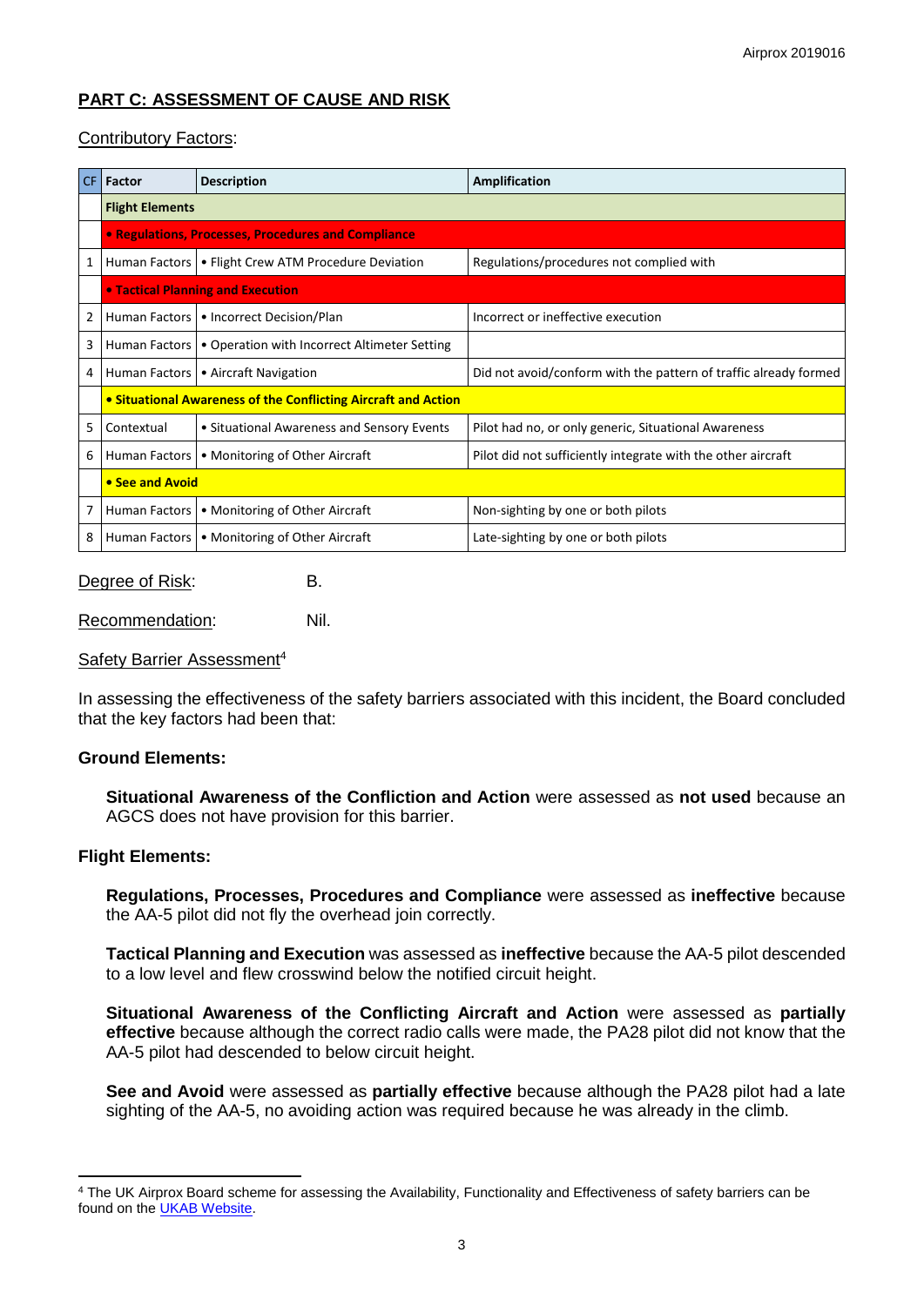## PART C: ASSESSMENT OF CAUSE AND RISK

Contributory Factors:

| CF | Factor | Description | Amplification |
|---|---|---|---|
| | **Flight Elements** | | |
| | **• Regulations, Processes, Procedures and Compliance** | | |
| 1 | Human Factors | • Flight Crew ATM Procedure Deviation | Regulations/procedures not complied with |
| | **• Tactical Planning and Execution** | | |
| 2 | Human Factors | • Incorrect Decision/Plan | Incorrect or ineffective execution |
| 3 | Human Factors | • Operation with Incorrect Altimeter Setting | |
| 4 | Human Factors | • Aircraft Navigation | Did not avoid/conform with the pattern of traffic already formed |
| | **• Situational Awareness of the Conflicting Aircraft and Action** | | |
| 5 | Contextual | • Situational Awareness and Sensory Events | Pilot had no, or only generic, Situational Awareness |
| 6 | Human Factors | • Monitoring of Other Aircraft | Pilot did not sufficiently integrate with the other aircraft |
| | **• See and Avoid** | | |
| 7 | Human Factors | • Monitoring of Other Aircraft | Non-sighting by one or both pilots |
| 8 | Human Factors | • Monitoring of Other Aircraft | Late-sighting by one or both pilots |

Degree of Risk: B.

Recommendation: Nil.

Safety Barrier Assessment[4]

In assessing the effectiveness of the safety barriers associated with this incident, the Board concluded that the key factors had been that:

**Ground Elements:**

**Situational Awareness of the Confliction and Action** were assessed as **not used** because an AGCS does not have provision for this barrier.

**Flight Elements:**

**Regulations, Processes, Procedures and Compliance** were assessed as **ineffective** because the AA-5 pilot did not fly the overhead join correctly.

**Tactical Planning and Execution** was assessed as **ineffective** because the AA-5 pilot descended to a low level and flew crosswind below the notified circuit height.

**Situational Awareness of the Conflicting Aircraft and Action** were assessed as **partially effective** because although the correct radio calls were made, the PA28 pilot did not know that the AA-5 pilot had descended to below circuit height.

**See and Avoid** were assessed as **partially effective** because although the PA28 pilot had a late sighting of the AA-5, no avoiding action was required because he was already in the climb.

[4] The UK Airprox Board scheme for assessing the Availability, Functionality and Effectiveness of safety barriers can be found on the UKAB Website.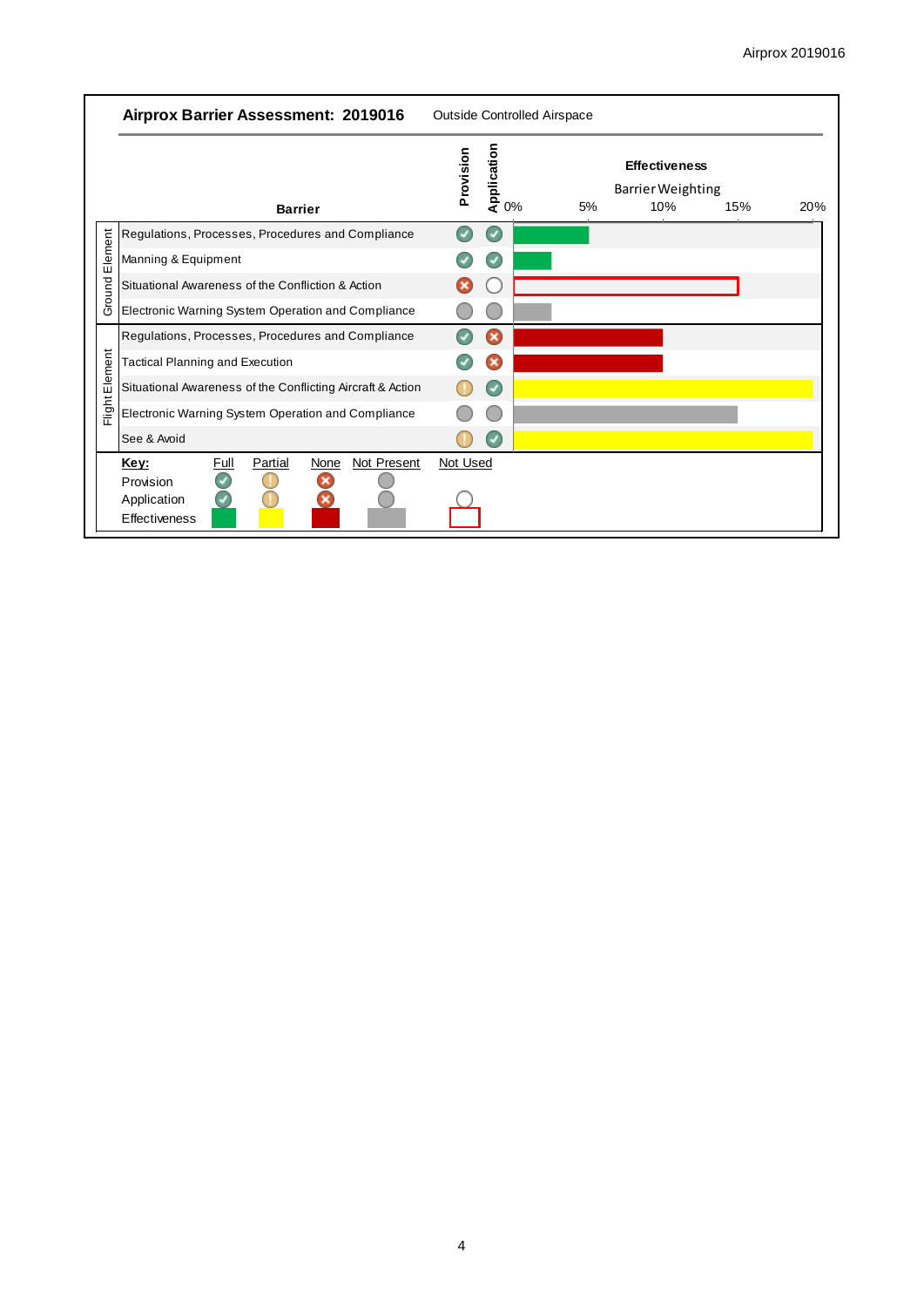## Airprox Barrier Assessment: 2019016

Outside Controlled Airspace

Barrier

Provision

Application

Effectiveness

Barrier Weighting

0%

5%

10%

15%

20%

Ground Element

Regulations, Processes, Procedures and Compliance

Manning & Equipment

Situational Awareness of the Confliction & Action

Electronic Warning System Operation and Compliance

Flight Element

Regulations, Processes, Procedures and Compliance

Tactical Planning and Execution

Situational Awareness of the Conflicting Aircraft & Action

Electronic Warning System Operation and Compliance

See & Avoid

**Key:**

Full

Partial

None

Not Present

Not Used

Provision

Application

Effectiveness